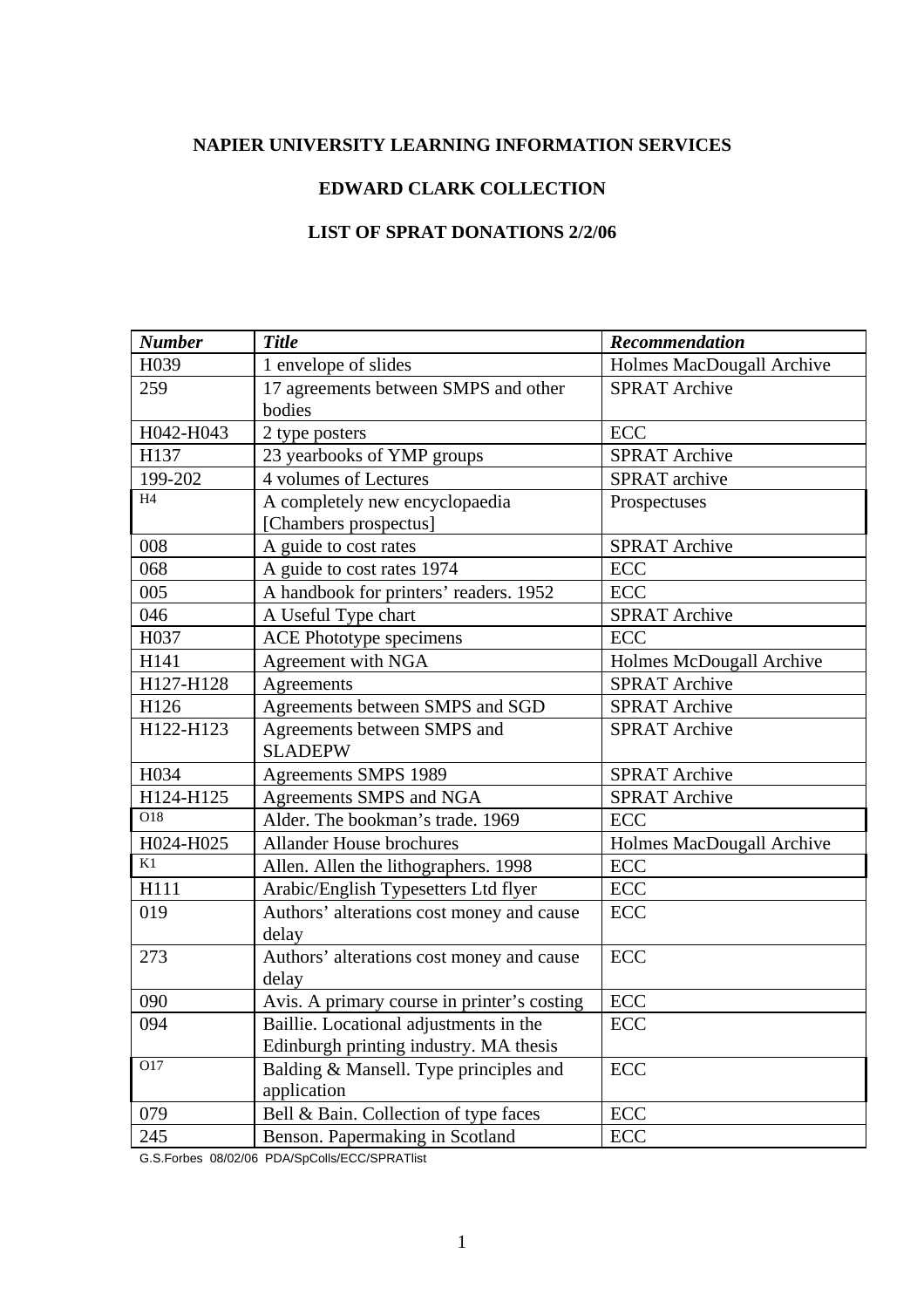**NAPIER UNIVERSITY LEARNING INFORMATION SERVICES**

**EDWARD CLARK COLLECTION**

**LIST OF SPRAT DONATIONS 2/2/06**

| ***Number*** | ***Title*** | ***Recommendation*** |
|---|---|---|
| H039 | 1 envelope of slides | Holmes MacDougall Archive |
| 259 | 17 agreements between SMPS and other bodies | SPRAT Archive |
| H042-H043 | 2 type posters | ECC |
| H137 | 23 yearbooks of YMP groups | SPRAT Archive |
| 199-202 | 4 volumes of Lectures | SPRAT archive |
| H4 | A completely new encyclopaedia [Chambers prospectus] | Prospectuses |
| 008 | A guide to cost rates | SPRAT Archive |
| 068 | A guide to cost rates 1974 | ECC |
| 005 | A handbook for printers' readers. 1952 | ECC |
| 046 | A Useful Type chart | SPRAT Archive |
| H037 | ACE Phototype specimens | ECC |
| H141 | Agreement with NGA | Holmes McDougall Archive |
| H127-H128 | Agreements | SPRAT Archive |
| H126 | Agreements between SMPS and SGD | SPRAT Archive |
| H122-H123 | Agreements between SMPS and SLADEPW | SPRAT Archive |
| H034 | Agreements SMPS 1989 | SPRAT Archive |
| H124-H125 | Agreements SMPS and NGA | SPRAT Archive |
| O18 | Alder. The bookman's trade. 1969 | ECC |
| H024-H025 | Allander House brochures | Holmes MacDougall Archive |
| K1 | Allen. Allen the lithographers. 1998 | ECC |
| H111 | Arabic/English Typesetters Ltd flyer | ECC |
| 019 | Authors' alterations cost money and cause delay | ECC |
| 273 | Authors' alterations cost money and cause delay | ECC |
| 090 | Avis. A primary course in printer's costing | ECC |
| 094 | Baillie. Locational adjustments in the Edinburgh printing industry. MA thesis | ECC |
| O17 | Balding & Mansell. Type principles and application | ECC |
| 079 | Bell & Bain. Collection of type faces | ECC |
| 245 | Benson. Papermaking in Scotland | ECC |

G.S.Forbes 08/02/06 PDA/SpColls/ECC/SPRATlist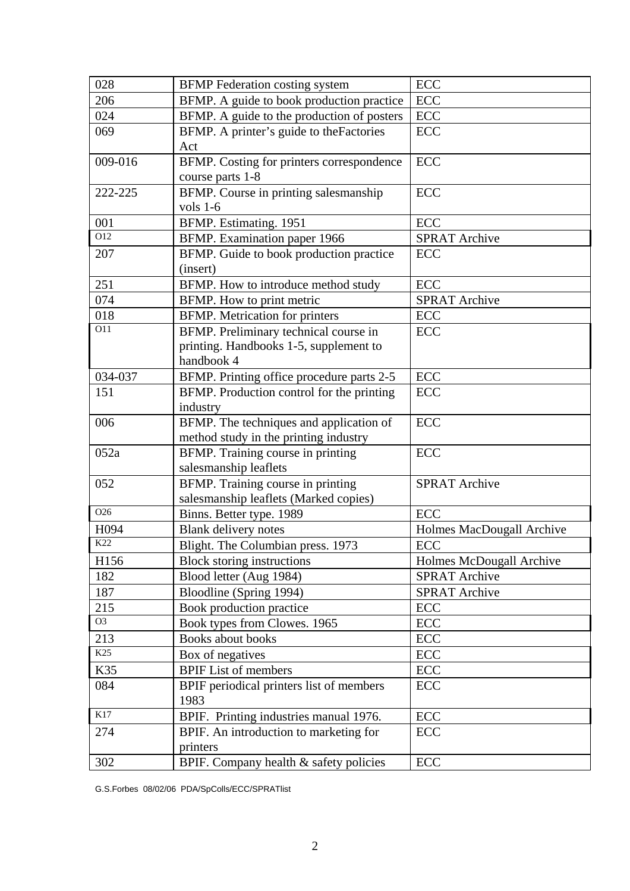| | | |
|---|---|---|
| 028 | BFMP Federation costing system | ECC |
| 206 | BFMP. A guide to book production practice | ECC |
| 024 | BFMP. A guide to the production of posters | ECC |
| 069 | BFMP. A printer's guide to theFactories Act | ECC |
| 009-016 | BFMP. Costing for printers correspondence course parts 1-8 | ECC |
| 222-225 | BFMP. Course in printing salesmanship vols 1-6 | ECC |
| 001 | BFMP. Estimating. 1951 | ECC |
| O12 | BFMP. Examination paper 1966 | SPRAT Archive |
| 207 | BFMP. Guide to book production practice (insert) | ECC |
| 251 | BFMP. How to introduce method study | ECC |
| 074 | BFMP. How to print metric | SPRAT Archive |
| 018 | BFMP. Metrication for printers | ECC |
| O11 | BFMP. Preliminary technical course in printing. Handbooks 1-5, supplement to handbook 4 | ECC |
| 034-037 | BFMP. Printing office procedure parts 2-5 | ECC |
| 151 | BFMP. Production control for the printing industry | ECC |
| 006 | BFMP. The techniques and application of method study in the printing industry | ECC |
| 052a | BFMP. Training course in printing salesmanship leaflets | ECC |
| 052 | BFMP. Training course in printing salesmanship leaflets (Marked copies) | SPRAT Archive |
| O26 | Binns. Better type. 1989 | ECC |
| H094 | Blank delivery notes | Holmes MacDougall Archive |
| K22 | Blight. The Columbian press. 1973 | ECC |
| H156 | Block storing instructions | Holmes McDougall Archive |
| 182 | Blood letter (Aug 1984) | SPRAT Archive |
| 187 | Bloodline (Spring 1994) | SPRAT Archive |
| 215 | Book production practice | ECC |
| O3 | Book types from Clowes. 1965 | ECC |
| 213 | Books about books | ECC |
| K25 | Box of negatives | ECC |
| K35 | BPIF List of members | ECC |
| 084 | BPIF periodical printers list of members 1983 | ECC |
| K17 | BPIF. Printing industries manual 1976. | ECC |
| 274 | BPIF. An introduction to marketing for printers | ECC |
| 302 | BPIF. Company health & safety policies | ECC |

G.S.Forbes 08/02/06 PDA/SpColls/ECC/SPRATlist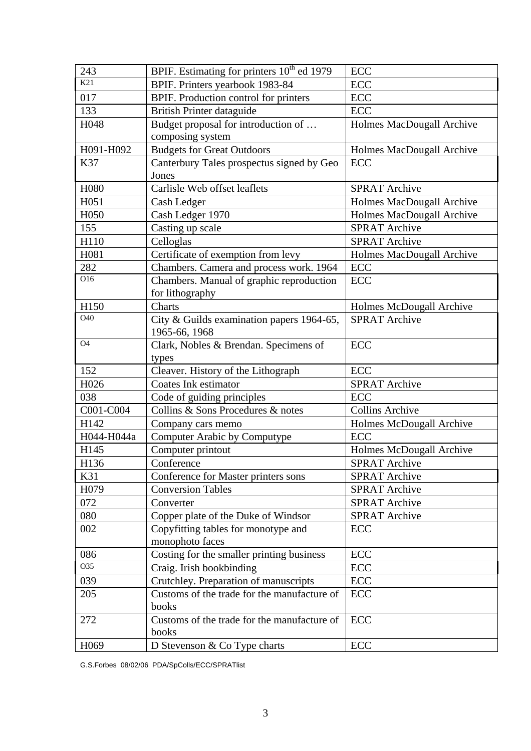| | | |
|---|---|---|
| 243 | BPIF. Estimating for printers 10th ed 1979 | ECC |
| K21 | BPIF. Printers yearbook 1983-84 | ECC |
| 017 | BPIF. Production control for printers | ECC |
| 133 | British Printer dataguide | ECC |
| H048 | Budget proposal for introduction of … composing system | Holmes MacDougall Archive |
| H091-H092 | Budgets for Great Outdoors | Holmes MacDougall Archive |
| K37 | Canterbury Tales prospectus signed by Geo Jones | ECC |
| H080 | Carlisle Web offset leaflets | SPRAT Archive |
| H051 | Cash Ledger | Holmes MacDougall Archive |
| H050 | Cash Ledger 1970 | Holmes MacDougall Archive |
| 155 | Casting up scale | SPRAT Archive |
| H110 | Celloglas | SPRAT Archive |
| H081 | Certificate of exemption from levy | Holmes MacDougall Archive |
| 282 | Chambers. Camera and process work. 1964 | ECC |
| O16 | Chambers. Manual of graphic reproduction for lithography | ECC |
| H150 | Charts | Holmes McDougall Archive |
| O40 | City & Guilds examination papers 1964-65, 1965-66, 1968 | SPRAT Archive |
| O4 | Clark, Nobles & Brendan. Specimens of types | ECC |
| 152 | Cleaver. History of the Lithograph | ECC |
| H026 | Coates Ink estimator | SPRAT Archive |
| 038 | Code of guiding principles | ECC |
| C001-C004 | Collins & Sons Procedures & notes | Collins Archive |
| H142 | Company cars memo | Holmes McDougall Archive |
| H044-H044a | Computer Arabic by Computype | ECC |
| H145 | Computer printout | Holmes McDougall Archive |
| H136 | Conference | SPRAT Archive |
| K31 | Conference for Master printers sons | SPRAT Archive |
| H079 | Conversion Tables | SPRAT Archive |
| 072 | Converter | SPRAT Archive |
| 080 | Copper plate of the Duke of Windsor | SPRAT Archive |
| 002 | Copyfitting tables for monotype and monophoto faces | ECC |
| 086 | Costing for the smaller printing business | ECC |
| O35 | Craig. Irish bookbinding | ECC |
| 039 | Crutchley. Preparation of manuscripts | ECC |
| 205 | Customs of the trade for the manufacture of books | ECC |
| 272 | Customs of the trade for the manufacture of books | ECC |
| H069 | D Stevenson & Co Type charts | ECC |

G.S.Forbes 08/02/06 PDA/SpColls/ECC/SPRATlist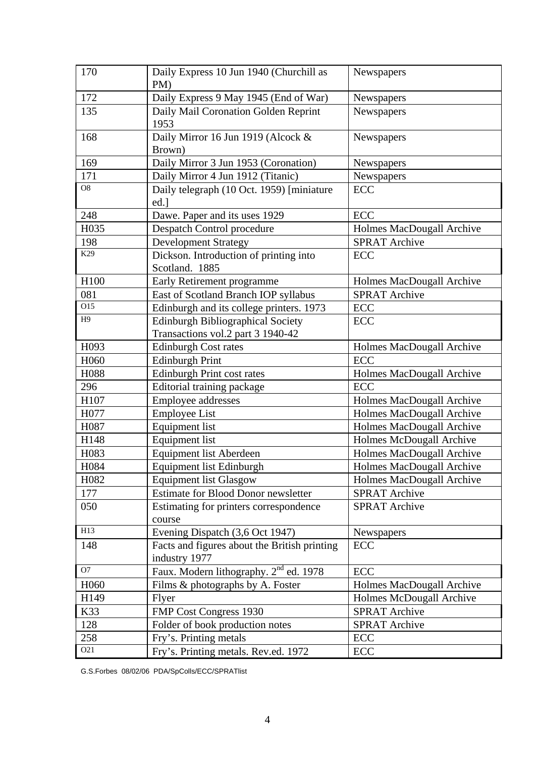| | | |
|---|---|---|
| 170 | Daily Express 10 Jun 1940 (Churchill as PM) | Newspapers |
| 172 | Daily Express 9 May 1945 (End of War) | Newspapers |
| 135 | Daily Mail Coronation Golden Reprint 1953 | Newspapers |
| 168 | Daily Mirror 16 Jun 1919 (Alcock & Brown) | Newspapers |
| 169 | Daily Mirror 3 Jun 1953 (Coronation) | Newspapers |
| 171 | Daily Mirror 4 Jun 1912 (Titanic) | Newspapers |
| O8 | Daily telegraph (10 Oct. 1959) [miniature ed.] | ECC |
| 248 | Dawe. Paper and its uses 1929 | ECC |
| H035 | Despatch Control procedure | Holmes MacDougall Archive |
| 198 | Development Strategy | SPRAT Archive |
| K29 | Dickson. Introduction of printing into Scotland. 1885 | ECC |
| H100 | Early Retirement programme | Holmes MacDougall Archive |
| 081 | East of Scotland Branch IOP syllabus | SPRAT Archive |
| O15 | Edinburgh and its college printers. 1973 | ECC |
| H9 | Edinburgh Bibliographical Society Transactions vol.2 part 3 1940-42 | ECC |
| H093 | Edinburgh Cost rates | Holmes MacDougall Archive |
| H060 | Edinburgh Print | ECC |
| H088 | Edinburgh Print cost rates | Holmes MacDougall Archive |
| 296 | Editorial training package | ECC |
| H107 | Employee addresses | Holmes MacDougall Archive |
| H077 | Employee List | Holmes MacDougall Archive |
| H087 | Equipment list | Holmes MacDougall Archive |
| H148 | Equipment list | Holmes McDougall Archive |
| H083 | Equipment list Aberdeen | Holmes MacDougall Archive |
| H084 | Equipment list Edinburgh | Holmes MacDougall Archive |
| H082 | Equipment list Glasgow | Holmes MacDougall Archive |
| 177 | Estimate for Blood Donor newsletter | SPRAT Archive |
| 050 | Estimating for printers correspondence course | SPRAT Archive |
| H13 | Evening Dispatch (3,6 Oct 1947) | Newspapers |
| 148 | Facts and figures about the British printing industry 1977 | ECC |
| O7 | Faux. Modern lithography. 2nd ed. 1978 | ECC |
| H060 | Films & photographs by A. Foster | Holmes MacDougall Archive |
| H149 | Flyer | Holmes McDougall Archive |
| K33 | FMP Cost Congress 1930 | SPRAT Archive |
| 128 | Folder of book production notes | SPRAT Archive |
| 258 | Fry's. Printing metals | ECC |
| O21 | Fry's. Printing metals. Rev.ed. 1972 | ECC |

G.S.Forbes 08/02/06 PDA/SpColls/ECC/SPRATlist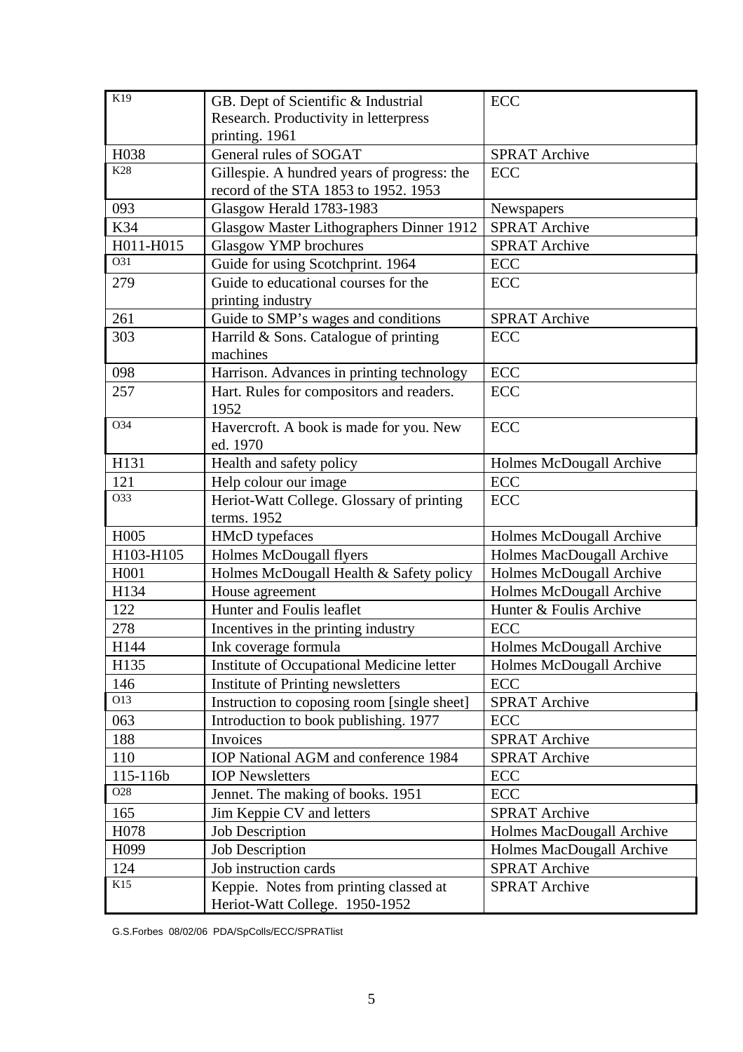| | | |
|---|---|---|
| K19 | GB. Dept of Scientific & Industrial Research. Productivity in letterpress printing. 1961 | ECC |
| H038 | General rules of SOGAT | SPRAT Archive |
| K28 | Gillespie. A hundred years of progress: the record of the STA 1853 to 1952. 1953 | ECC |
| 093 | Glasgow Herald 1783-1983 | Newspapers |
| K34 | Glasgow Master Lithographers Dinner 1912 | SPRAT Archive |
| H011-H015 | Glasgow YMP brochures | SPRAT Archive |
| O31 | Guide for using Scotchprint. 1964 | ECC |
| 279 | Guide to educational courses for the printing industry | ECC |
| 261 | Guide to SMP's wages and conditions | SPRAT Archive |
| 303 | Harrild & Sons. Catalogue of printing machines | ECC |
| 098 | Harrison. Advances in printing technology | ECC |
| 257 | Hart. Rules for compositors and readers. 1952 | ECC |
| O34 | Havercroft. A book is made for you. New ed. 1970 | ECC |
| H131 | Health and safety policy | Holmes McDougall Archive |
| 121 | Help colour our image | ECC |
| O33 | Heriot-Watt College. Glossary of printing terms. 1952 | ECC |
| H005 | HMcD typefaces | Holmes McDougall Archive |
| H103-H105 | Holmes McDougall flyers | Holmes MacDougall Archive |
| H001 | Holmes McDougall Health & Safety policy | Holmes McDougall Archive |
| H134 | House agreement | Holmes McDougall Archive |
| 122 | Hunter and Foulis leaflet | Hunter & Foulis Archive |
| 278 | Incentives in the printing industry | ECC |
| H144 | Ink coverage formula | Holmes McDougall Archive |
| H135 | Institute of Occupational Medicine letter | Holmes McDougall Archive |
| 146 | Institute of Printing newsletters | ECC |
| O13 | Instruction to coposing room [single sheet] | SPRAT Archive |
| 063 | Introduction to book publishing. 1977 | ECC |
| 188 | Invoices | SPRAT Archive |
| 110 | IOP National AGM and conference 1984 | SPRAT Archive |
| 115-116b | IOP Newsletters | ECC |
| O28 | Jennet. The making of books. 1951 | ECC |
| 165 | Jim Keppie CV and letters | SPRAT Archive |
| H078 | Job Description | Holmes MacDougall Archive |
| H099 | Job Description | Holmes MacDougall Archive |
| 124 | Job instruction cards | SPRAT Archive |
| K15 | Keppie. Notes from printing classed at Heriot-Watt College. 1950-1952 | SPRAT Archive |

G.S.Forbes 08/02/06 PDA/SpColls/ECC/SPRATlist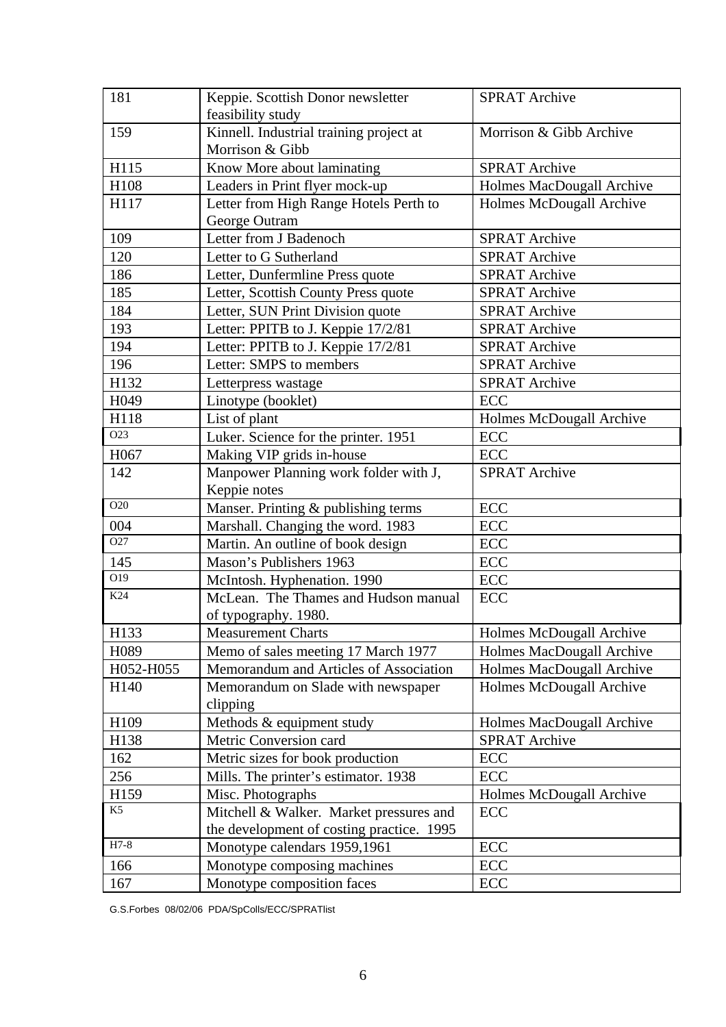| | | |
|---|---|---|
| 181 | Keppie. Scottish Donor newsletter feasibility study | SPRAT Archive |
| 159 | Kinnell. Industrial training project at Morrison & Gibb | Morrison & Gibb Archive |
| H115 | Know More about laminating | SPRAT Archive |
| H108 | Leaders in Print flyer mock-up | Holmes MacDougall Archive |
| H117 | Letter from High Range Hotels Perth to George Outram | Holmes McDougall Archive |
| 109 | Letter from J Badenoch | SPRAT Archive |
| 120 | Letter to G Sutherland | SPRAT Archive |
| 186 | Letter, Dunfermline Press quote | SPRAT Archive |
| 185 | Letter, Scottish County Press quote | SPRAT Archive |
| 184 | Letter, SUN Print Division quote | SPRAT Archive |
| 193 | Letter: PPITB to J. Keppie 17/2/81 | SPRAT Archive |
| 194 | Letter: PPITB to J. Keppie 17/2/81 | SPRAT Archive |
| 196 | Letter: SMPS to members | SPRAT Archive |
| H132 | Letterpress wastage | SPRAT Archive |
| H049 | Linotype (booklet) | ECC |
| H118 | List of plant | Holmes McDougall Archive |
| O23 | Luker. Science for the printer. 1951 | ECC |
| H067 | Making VIP grids in-house | ECC |
| 142 | Manpower Planning work folder with J, Keppie notes | SPRAT Archive |
| O20 | Manser. Printing & publishing terms | ECC |
| 004 | Marshall. Changing the word. 1983 | ECC |
| O27 | Martin. An outline of book design | ECC |
| 145 | Mason's Publishers 1963 | ECC |
| O19 | McIntosh. Hyphenation. 1990 | ECC |
| K24 | McLean. The Thames and Hudson manual of typography. 1980. | ECC |
| H133 | Measurement Charts | Holmes McDougall Archive |
| H089 | Memo of sales meeting 17 March 1977 | Holmes MacDougall Archive |
| H052-H055 | Memorandum and Articles of Association | Holmes MacDougall Archive |
| H140 | Memorandum on Slade with newspaper clipping | Holmes McDougall Archive |
| H109 | Methods & equipment study | Holmes MacDougall Archive |
| H138 | Metric Conversion card | SPRAT Archive |
| 162 | Metric sizes for book production | ECC |
| 256 | Mills. The printer's estimator. 1938 | ECC |
| H159 | Misc. Photographs | Holmes McDougall Archive |
| K5 | Mitchell & Walker. Market pressures and the development of costing practice. 1995 | ECC |
| H7-8 | Monotype calendars 1959,1961 | ECC |
| 166 | Monotype composing machines | ECC |
| 167 | Monotype composition faces | ECC |

G.S.Forbes 08/02/06 PDA/SpColls/ECC/SPRATlist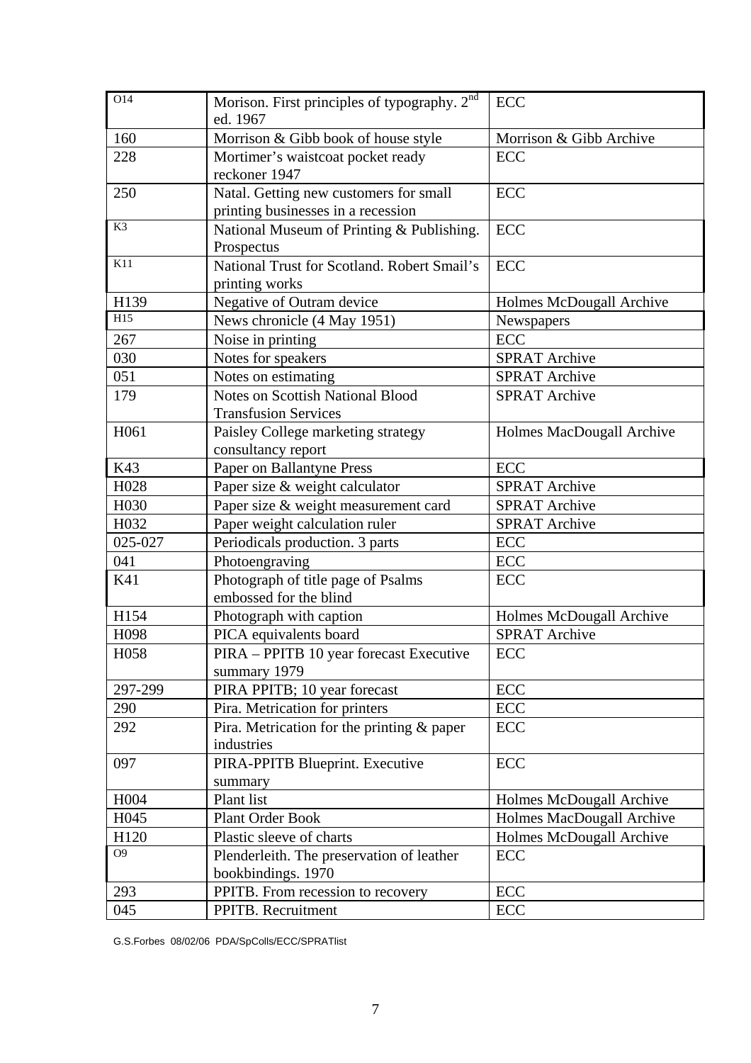| | | |
|---|---|---|
| O14 | Morison. First principles of typography. 2nd ed. 1967 | ECC |
| 160 | Morrison & Gibb book of house style | Morrison & Gibb Archive |
| 228 | Mortimer's waistcoat pocket ready reckoner 1947 | ECC |
| 250 | Natal. Getting new customers for small printing businesses in a recession | ECC |
| K3 | National Museum of Printing & Publishing. Prospectus | ECC |
| K11 | National Trust for Scotland. Robert Smail's printing works | ECC |
| H139 | Negative of Outram device | Holmes McDougall Archive |
| H15 | News chronicle (4 May 1951) | Newspapers |
| 267 | Noise in printing | ECC |
| 030 | Notes for speakers | SPRAT Archive |
| 051 | Notes on estimating | SPRAT Archive |
| 179 | Notes on Scottish National Blood Transfusion Services | SPRAT Archive |
| H061 | Paisley College marketing strategy consultancy report | Holmes MacDougall Archive |
| K43 | Paper on Ballantyne Press | ECC |
| H028 | Paper size & weight calculator | SPRAT Archive |
| H030 | Paper size & weight measurement card | SPRAT Archive |
| H032 | Paper weight calculation ruler | SPRAT Archive |
| 025-027 | Periodicals production. 3 parts | ECC |
| 041 | Photoengraving | ECC |
| K41 | Photograph of title page of Psalms embossed for the blind | ECC |
| H154 | Photograph with caption | Holmes McDougall Archive |
| H098 | PICA equivalents board | SPRAT Archive |
| H058 | PIRA – PPITB 10 year forecast Executive summary 1979 | ECC |
| 297-299 | PIRA PPITB; 10 year forecast | ECC |
| 290 | Pira. Metrication for printers | ECC |
| 292 | Pira. Metrication for the printing & paper industries | ECC |
| 097 | PIRA-PPITB Blueprint. Executive summary | ECC |
| H004 | Plant list | Holmes McDougall Archive |
| H045 | Plant Order Book | Holmes MacDougall Archive |
| H120 | Plastic sleeve of charts | Holmes McDougall Archive |
| O9 | Plenderleith. The preservation of leather bookbindings. 1970 | ECC |
| 293 | PPITB. From recession to recovery | ECC |
| 045 | PPITB. Recruitment | ECC |

G.S.Forbes 08/02/06 PDA/SpColls/ECC/SPRATlist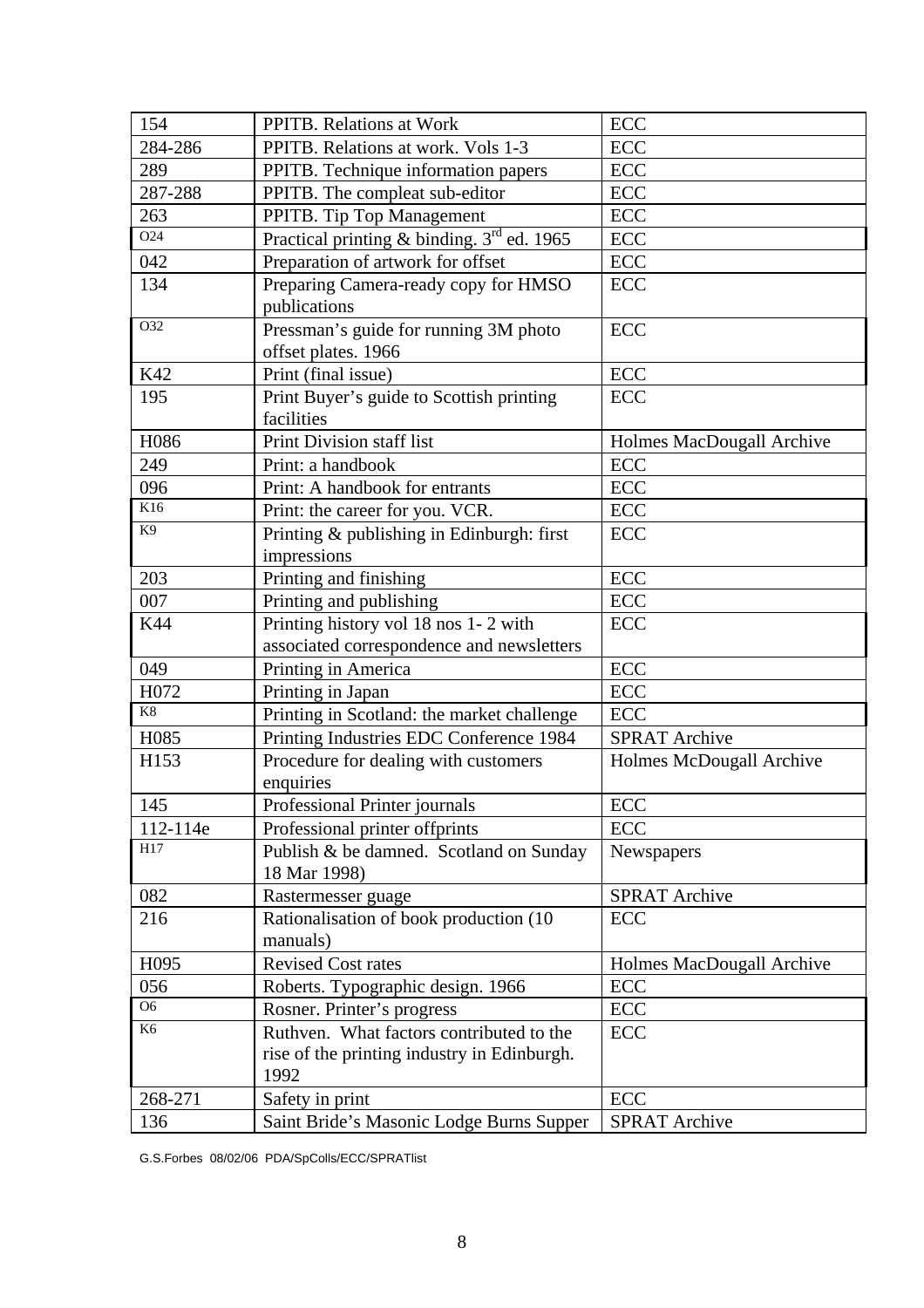| | | |
|---|---|---|
| 154 | PPITB. Relations at Work | ECC |
| 284-286 | PPITB. Relations at work. Vols 1-3 | ECC |
| 289 | PPITB. Technique information papers | ECC |
| 287-288 | PPITB. The compleat sub-editor | ECC |
| 263 | PPITB. Tip Top Management | ECC |
| O24 | Practical printing & binding. 3rd ed. 1965 | ECC |
| 042 | Preparation of artwork for offset | ECC |
| 134 | Preparing Camera-ready copy for HMSO publications | ECC |
| O32 | Pressman's guide for running 3M photo offset plates. 1966 | ECC |
| K42 | Print (final issue) | ECC |
| 195 | Print Buyer's guide to Scottish printing facilities | ECC |
| H086 | Print Division staff list | Holmes MacDougall Archive |
| 249 | Print: a handbook | ECC |
| 096 | Print: A handbook for entrants | ECC |
| K16 | Print: the career for you. VCR. | ECC |
| K9 | Printing & publishing in Edinburgh: first impressions | ECC |
| 203 | Printing and finishing | ECC |
| 007 | Printing and publishing | ECC |
| K44 | Printing history vol 18 nos 1- 2 with associated correspondence and newsletters | ECC |
| 049 | Printing in America | ECC |
| H072 | Printing in Japan | ECC |
| K8 | Printing in Scotland: the market challenge | ECC |
| H085 | Printing Industries EDC Conference 1984 | SPRAT Archive |
| H153 | Procedure for dealing with customers enquiries | Holmes McDougall Archive |
| 145 | Professional Printer journals | ECC |
| 112-114e | Professional printer offprints | ECC |
| H17 | Publish & be damned. Scotland on Sunday 18 Mar 1998) | Newspapers |
| 082 | Rastermesser guage | SPRAT Archive |
| 216 | Rationalisation of book production (10 manuals) | ECC |
| H095 | Revised Cost rates | Holmes MacDougall Archive |
| 056 | Roberts. Typographic design. 1966 | ECC |
| O6 | Rosner. Printer's progress | ECC |
| K6 | Ruthven. What factors contributed to the rise of the printing industry in Edinburgh. 1992 | ECC |
| 268-271 | Safety in print | ECC |
| 136 | Saint Bride's Masonic Lodge Burns Supper | SPRAT Archive |

G.S.Forbes 08/02/06 PDA/SpColls/ECC/SPRATlist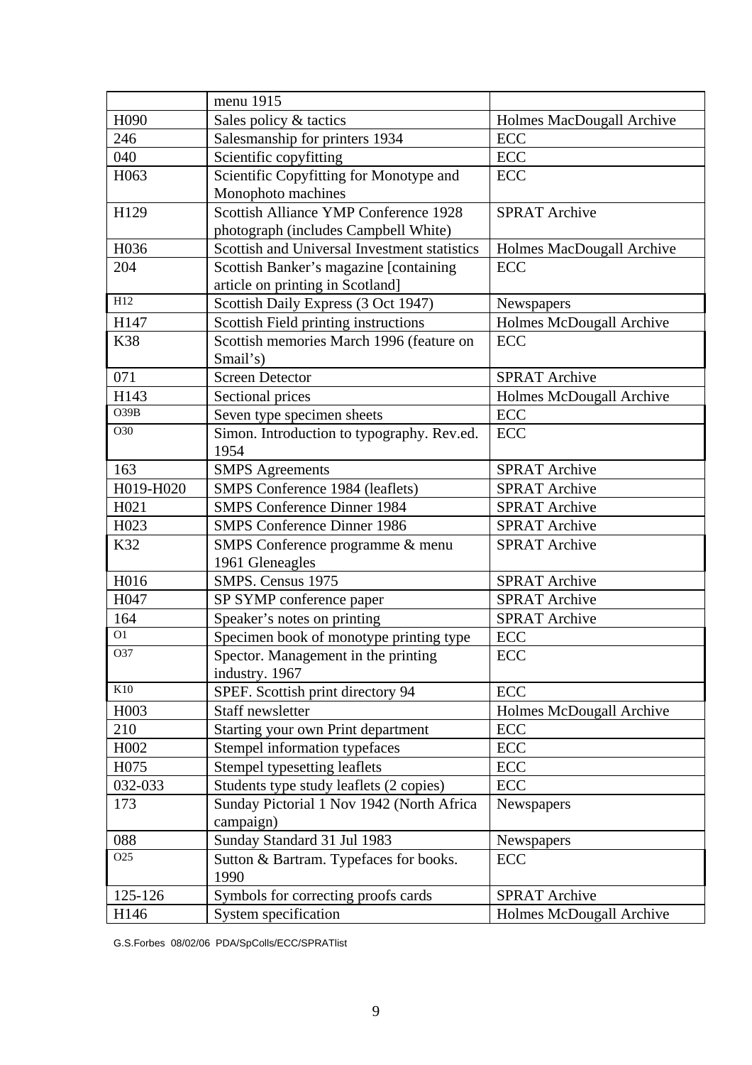| | | |
|---|---|---|
| | menu 1915 | |
| H090 | Sales policy & tactics | Holmes MacDougall Archive |
| 246 | Salesmanship for printers 1934 | ECC |
| 040 | Scientific copyfitting | ECC |
| H063 | Scientific Copyfitting for Monotype and Monophoto machines | ECC |
| H129 | Scottish Alliance YMP Conference 1928 photograph (includes Campbell White) | SPRAT Archive |
| H036 | Scottish and Universal Investment statistics | Holmes MacDougall Archive |
| 204 | Scottish Banker's magazine [containing article on printing in Scotland] | ECC |
| H12 | Scottish Daily Express (3 Oct 1947) | Newspapers |
| H147 | Scottish Field printing instructions | Holmes McDougall Archive |
| K38 | Scottish memories March 1996 (feature on Smail's) | ECC |
| 071 | Screen Detector | SPRAT Archive |
| H143 | Sectional prices | Holmes McDougall Archive |
| O39B | Seven type specimen sheets | ECC |
| O30 | Simon. Introduction to typography. Rev.ed. 1954 | ECC |
| 163 | SMPS Agreements | SPRAT Archive |
| H019-H020 | SMPS Conference 1984 (leaflets) | SPRAT Archive |
| H021 | SMPS Conference Dinner 1984 | SPRAT Archive |
| H023 | SMPS Conference Dinner 1986 | SPRAT Archive |
| K32 | SMPS Conference programme & menu 1961 Gleneagles | SPRAT Archive |
| H016 | SMPS. Census 1975 | SPRAT Archive |
| H047 | SP SYMP conference paper | SPRAT Archive |
| 164 | Speaker's notes on printing | SPRAT Archive |
| O1 | Specimen book of monotype printing type | ECC |
| O37 | Spector. Management in the printing industry. 1967 | ECC |
| K10 | SPEF. Scottish print directory 94 | ECC |
| H003 | Staff newsletter | Holmes McDougall Archive |
| 210 | Starting your own Print department | ECC |
| H002 | Stempel information typefaces | ECC |
| H075 | Stempel typesetting leaflets | ECC |
| 032-033 | Students type study leaflets (2 copies) | ECC |
| 173 | Sunday Pictorial 1 Nov 1942 (North Africa campaign) | Newspapers |
| 088 | Sunday Standard 31 Jul 1983 | Newspapers |
| O25 | Sutton & Bartram. Typefaces for books. 1990 | ECC |
| 125-126 | Symbols for correcting proofs cards | SPRAT Archive |
| H146 | System specification | Holmes McDougall Archive |

G.S.Forbes 08/02/06 PDA/SpColls/ECC/SPRATlist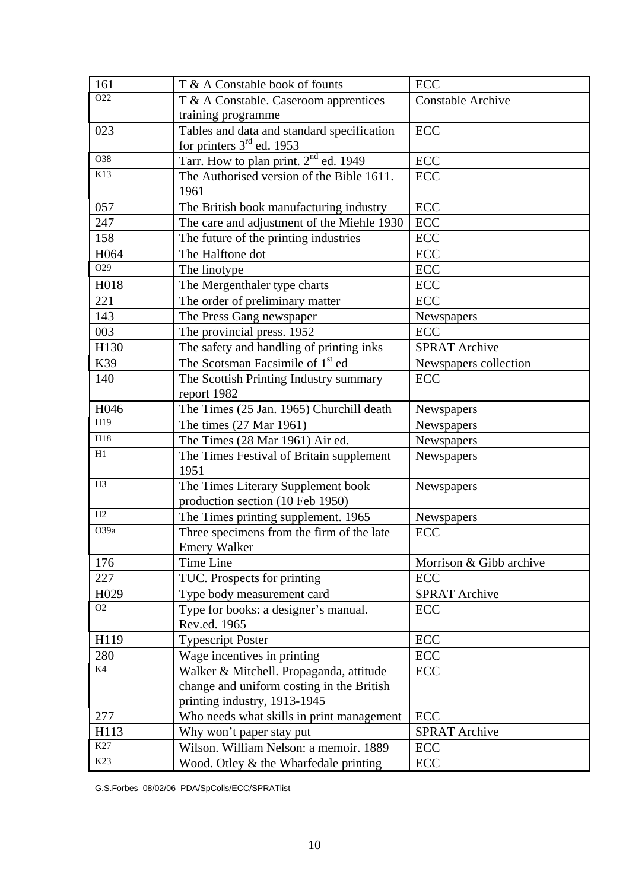| | | |
|---|---|---|
| 161 | T & A Constable book of founts | ECC |
| O22 | T & A Constable. Caseroom apprentices training programme | Constable Archive |
| 023 | Tables and data and standard specification for printers 3rd ed. 1953 | ECC |
| O38 | Tarr. How to plan print. 2nd ed. 1949 | ECC |
| K13 | The Authorised version of the Bible 1611. 1961 | ECC |
| 057 | The British book manufacturing industry | ECC |
| 247 | The care and adjustment of the Miehle 1930 | ECC |
| 158 | The future of the printing industries | ECC |
| H064 | The Halftone dot | ECC |
| O29 | The linotype | ECC |
| H018 | The Mergenthaler type charts | ECC |
| 221 | The order of preliminary matter | ECC |
| 143 | The Press Gang newspaper | Newspapers |
| 003 | The provincial press. 1952 | ECC |
| H130 | The safety and handling of printing inks | SPRAT Archive |
| K39 | The Scotsman Facsimile of 1st ed | Newspapers collection |
| 140 | The Scottish Printing Industry summary report 1982 | ECC |
| H046 | The Times (25 Jan. 1965) Churchill death | Newspapers |
| H19 | The times (27 Mar 1961) | Newspapers |
| H18 | The Times (28 Mar 1961) Air ed. | Newspapers |
| H1 | The Times Festival of Britain supplement 1951 | Newspapers |
| H3 | The Times Literary Supplement book production section (10 Feb 1950) | Newspapers |
| H2 | The Times printing supplement. 1965 | Newspapers |
| O39a | Three specimens from the firm of the late Emery Walker | ECC |
| 176 | Time Line | Morrison & Gibb archive |
| 227 | TUC. Prospects for printing | ECC |
| H029 | Type body measurement card | SPRAT Archive |
| O2 | Type for books: a designer's manual. Rev.ed. 1965 | ECC |
| H119 | Typescript Poster | ECC |
| 280 | Wage incentives in printing | ECC |
| K4 | Walker & Mitchell. Propaganda, attitude change and uniform costing in the British printing industry, 1913-1945 | ECC |
| 277 | Who needs what skills in print management | ECC |
| H113 | Why won't paper stay put | SPRAT Archive |
| K27 | Wilson. William Nelson: a memoir. 1889 | ECC |
| K23 | Wood. Otley & the Wharfedale printing | ECC |

G.S.Forbes 08/02/06 PDA/SpColls/ECC/SPRATlist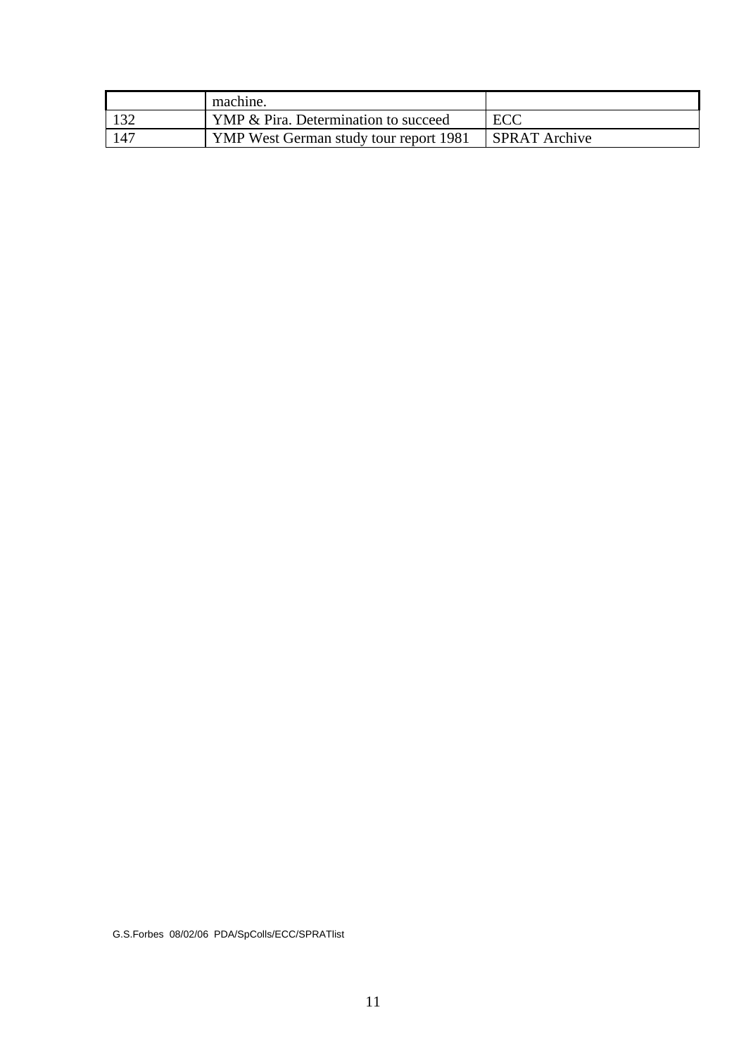| | | |
|---|---|---|
| | machine. | |
| 132 | YMP & Pira. Determination to succeed | ECC |
| 147 | YMP West German study tour report 1981 | SPRAT Archive |

G.S.Forbes 08/02/06 PDA/SpColls/ECC/SPRATlist